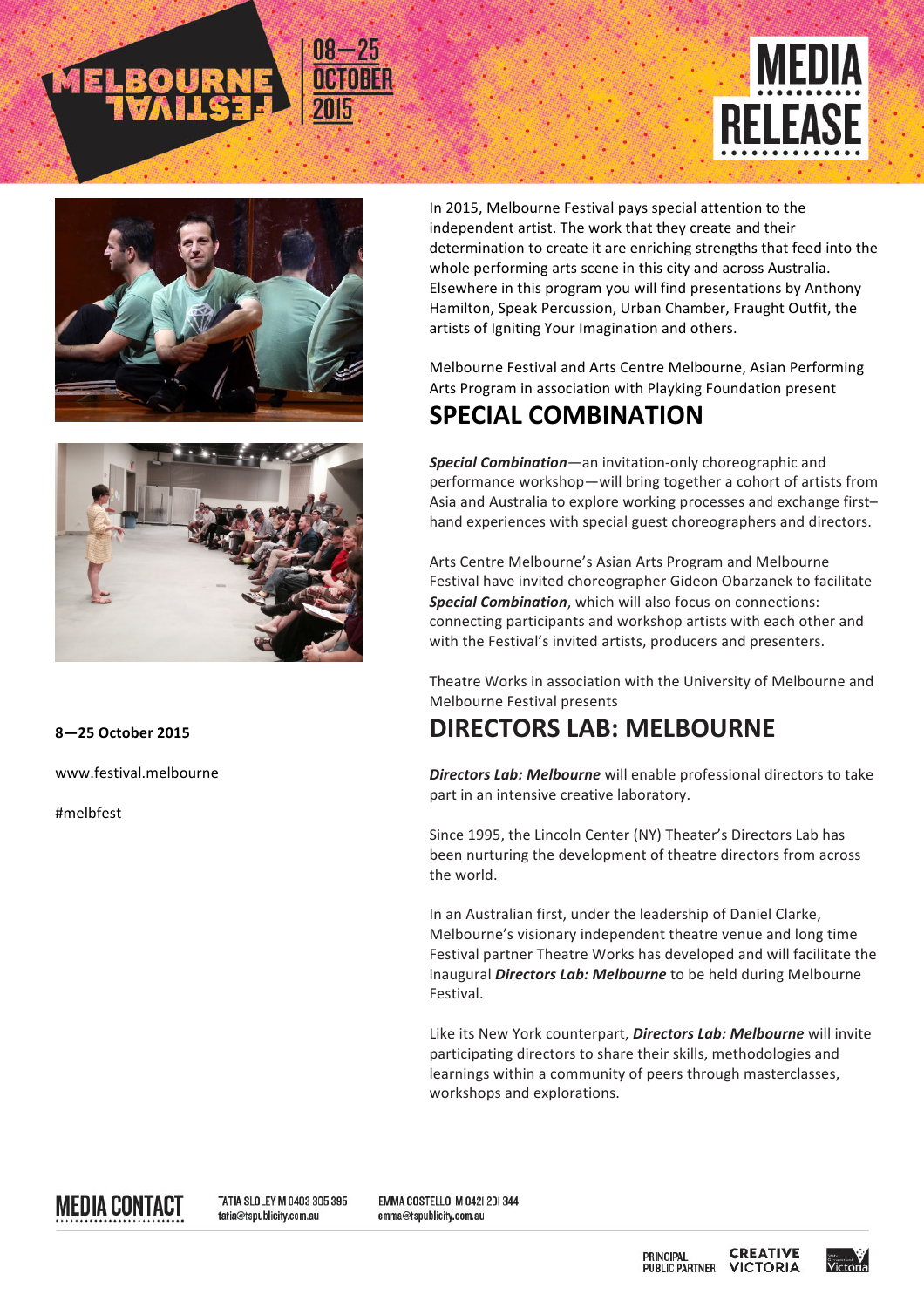MELBOURNE FESTIVAL 08—25 OCTOBER 2015

# MEDIA RELEASE

**8—25 October 2015**

www.festival.melbourne

#melbfest

In 2015, Melbourne Festival pays special attention to the independent artist. The work that they create and their determination to create it are enriching strengths that feed into the whole performing arts scene in this city and across Australia. Elsewhere in this program you will find presentations by Anthony Hamilton, Speak Percussion, Urban Chamber, Fraught Outfit, the artists of Igniting Your Imagination and others.

Melbourne Festival and Arts Centre Melbourne, Asian Performing Arts Program in association with Playking Foundation present

## SPECIAL COMBINATION

***Special Combination***—an invitation-only choreographic and performance workshop—will bring together a cohort of artists from Asia and Australia to explore working processes and exchange first–hand experiences with special guest choreographers and directors.

Arts Centre Melbourne's Asian Arts Program and Melbourne Festival have invited choreographer Gideon Obarzanek to facilitate ***Special Combination***, which will also focus on connections: connecting participants and workshop artists with each other and with the Festival's invited artists, producers and presenters.

Theatre Works in association with the University of Melbourne and Melbourne Festival presents

## DIRECTORS LAB: MELBOURNE

***Directors Lab: Melbourne*** will enable professional directors to take part in an intensive creative laboratory.

Since 1995, the Lincoln Center (NY) Theater's Directors Lab has been nurturing the development of theatre directors from across the world.

In an Australian first, under the leadership of Daniel Clarke, Melbourne's visionary independent theatre venue and long time Festival partner Theatre Works has developed and will facilitate the inaugural ***Directors Lab: Melbourne*** to be held during Melbourne Festival.

Like its New York counterpart, ***Directors Lab: Melbourne*** will invite participating directors to share their skills, methodologies and learnings within a community of peers through masterclasses, workshops and explorations.

**MEDIA CONTACT**

TATIA SLOLEY M 0403 305 395 tatia@tspublicity.com.au

EMMA COSTELLO M 0421 201 344 emma@tspublicity.com.au

PRINCIPAL PUBLIC PARTNER CREATIVE VICTORIA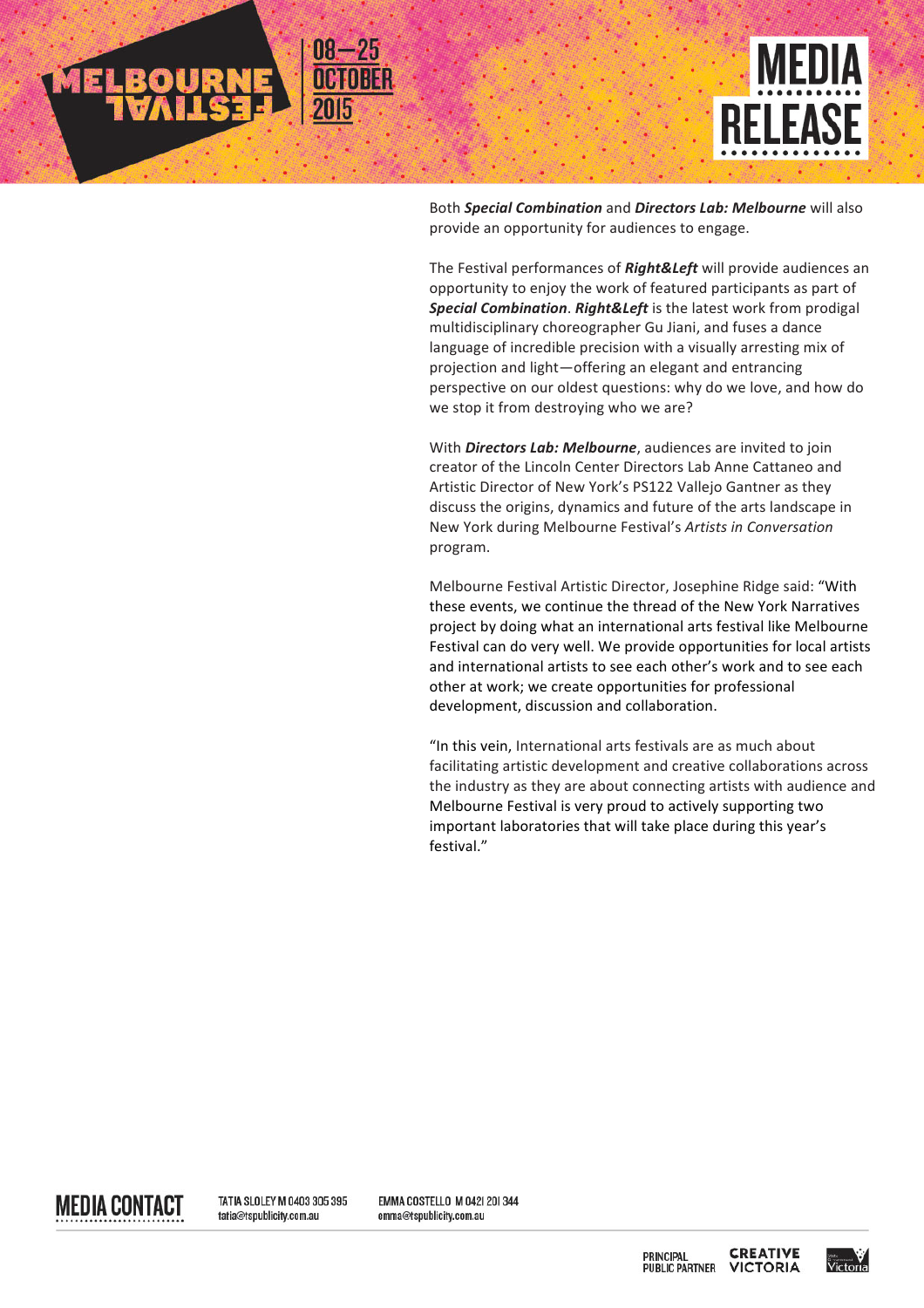Both ***Special Combination*** and ***Directors Lab: Melbourne*** will also provide an opportunity for audiences to engage.

The Festival performances of ***Right&Left*** will provide audiences an opportunity to enjoy the work of featured participants as part of ***Special Combination***. ***Right&Left*** is the latest work from prodigal multidisciplinary choreographer Gu Jiani, and fuses a dance language of incredible precision with a visually arresting mix of projection and light—offering an elegant and entrancing perspective on our oldest questions: why do we love, and how do we stop it from destroying who we are?

With ***Directors Lab: Melbourne***, audiences are invited to join creator of the Lincoln Center Directors Lab Anne Cattaneo and Artistic Director of New York's PS122 Vallejo Gantner as they discuss the origins, dynamics and future of the arts landscape in New York during Melbourne Festival's *Artists in Conversation* program.

Melbourne Festival Artistic Director, Josephine Ridge said: "With these events, we continue the thread of the New York Narratives project by doing what an international arts festival like Melbourne Festival can do very well. We provide opportunities for local artists and international artists to see each other's work and to see each other at work; we create opportunities for professional development, discussion and collaboration.

"In this vein, International arts festivals are as much about facilitating artistic development and creative collaborations across the industry as they are about connecting artists with audience and Melbourne Festival is very proud to actively supporting two important laboratories that will take place during this year's festival."

**MEDIA CONTACT**

TATIA SLOLEY M 0403 305 395
tatia@tspublicity.com.au

EMMA COSTELLO M 0421 201 344
emma@tspublicity.com.au